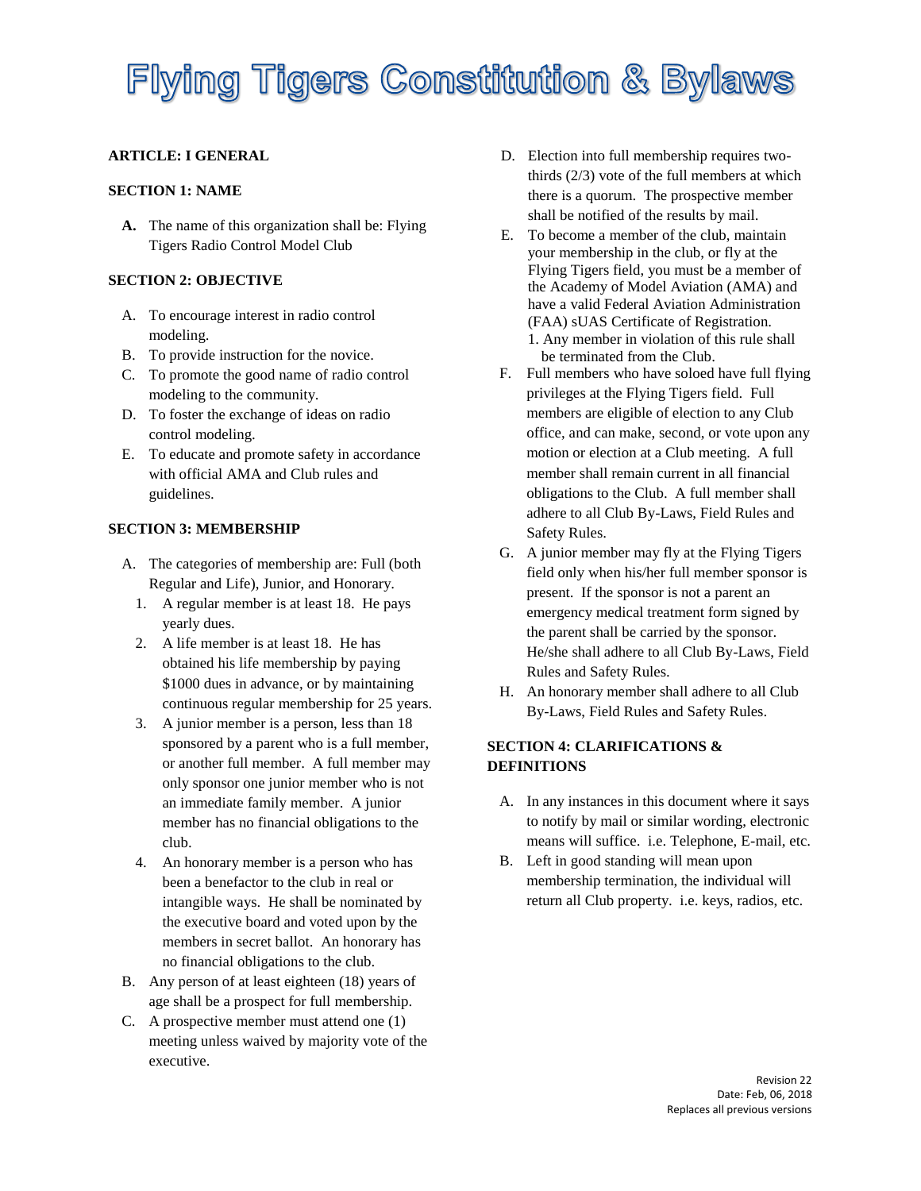# Flying Tigers Constitution & Bylaws

## ARTICLE: I GENERAL

### SECTION 1: NAME

**A.** The name of this organization shall be: Flying Tigers Radio Control Model Club

### SECTION 2: OBJECTIVE

A. To encourage interest in radio control modeling.
B. To provide instruction for the novice.
C. To promote the good name of radio control modeling to the community.
D. To foster the exchange of ideas on radio control modeling.
E. To educate and promote safety in accordance with official AMA and Club rules and guidelines.

### SECTION 3: MEMBERSHIP

A. The categories of membership are: Full (both Regular and Life), Junior, and Honorary.
   1. A regular member is at least 18. He pays yearly dues.
   2. A life member is at least 18. He has obtained his life membership by paying $1000 dues in advance, or by maintaining continuous regular membership for 25 years.
   3. A junior member is a person, less than 18 sponsored by a parent who is a full member, or another full member. A full member may only sponsor one junior member who is not an immediate family member. A junior member has no financial obligations to the club.
   4. An honorary member is a person who has been a benefactor to the club in real or intangible ways. He shall be nominated by the executive board and voted upon by the members in secret ballot. An honorary has no financial obligations to the club.
B. Any person of at least eighteen (18) years of age shall be a prospect for full membership.
C. A prospective member must attend one (1) meeting unless waived by majority vote of the executive.
D. Election into full membership requires two-thirds (2/3) vote of the full members at which there is a quorum. The prospective member shall be notified of the results by mail.
E. To become a member of the club, maintain your membership in the club, or fly at the Flying Tigers field, you must be a member of the Academy of Model Aviation (AMA) and have a valid Federal Aviation Administration (FAA) sUAS Certificate of Registration.
   1. Any member in violation of this rule shall be terminated from the Club.
F. Full members who have soloed have full flying privileges at the Flying Tigers field. Full members are eligible of election to any Club office, and can make, second, or vote upon any motion or election at a Club meeting. A full member shall remain current in all financial obligations to the Club. A full member shall adhere to all Club By-Laws, Field Rules and Safety Rules.
G. A junior member may fly at the Flying Tigers field only when his/her full member sponsor is present. If the sponsor is not a parent an emergency medical treatment form signed by the parent shall be carried by the sponsor. He/she shall adhere to all Club By-Laws, Field Rules and Safety Rules.
H. An honorary member shall adhere to all Club By-Laws, Field Rules and Safety Rules.

### SECTION 4: CLARIFICATIONS & DEFINITIONS

A. In any instances in this document where it says to notify by mail or similar wording, electronic means will suffice. i.e. Telephone, E-mail, etc.
B. Left in good standing will mean upon membership termination, the individual will return all Club property. i.e. keys, radios, etc.

Revision 22
Date: Feb, 06, 2018
Replaces all previous versions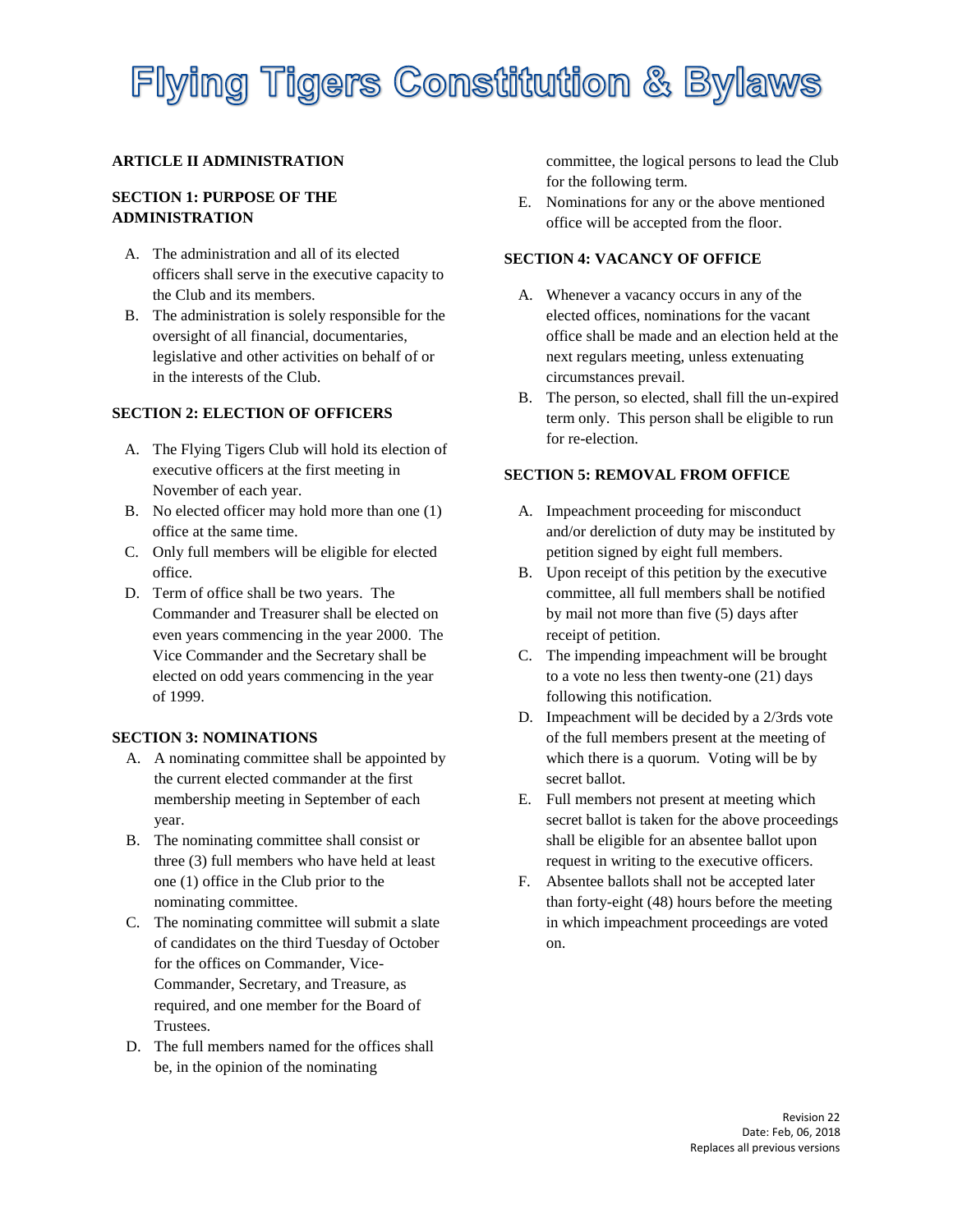# Flying Tigers Constitution & Bylaws

**ARTICLE II ADMINISTRATION**

**SECTION 1: PURPOSE OF THE ADMINISTRATION**

A. The administration and all of its elected officers shall serve in the executive capacity to the Club and its members.
B. The administration is solely responsible for the oversight of all financial, documentaries, legislative and other activities on behalf of or in the interests of the Club.

**SECTION 2: ELECTION OF OFFICERS**

A. The Flying Tigers Club will hold its election of executive officers at the first meeting in November of each year.
B. No elected officer may hold more than one (1) office at the same time.
C. Only full members will be eligible for elected office.
D. Term of office shall be two years. The Commander and Treasurer shall be elected on even years commencing in the year 2000. The Vice Commander and the Secretary shall be elected on odd years commencing in the year of 1999.

**SECTION 3: NOMINATIONS**

A. A nominating committee shall be appointed by the current elected commander at the first membership meeting in September of each year.
B. The nominating committee shall consist or three (3) full members who have held at least one (1) office in the Club prior to the nominating committee.
C. The nominating committee will submit a slate of candidates on the third Tuesday of October for the offices on Commander, Vice-Commander, Secretary, and Treasure, as required, and one member for the Board of Trustees.
D. The full members named for the offices shall be, in the opinion of the nominating committee, the logical persons to lead the Club for the following term.
E. Nominations for any or the above mentioned office will be accepted from the floor.

**SECTION 4: VACANCY OF OFFICE**

A. Whenever a vacancy occurs in any of the elected offices, nominations for the vacant office shall be made and an election held at the next regulars meeting, unless extenuating circumstances prevail.
B. The person, so elected, shall fill the un-expired term only. This person shall be eligible to run for re-election.

**SECTION 5: REMOVAL FROM OFFICE**

A. Impeachment proceeding for misconduct and/or dereliction of duty may be instituted by petition signed by eight full members.
B. Upon receipt of this petition by the executive committee, all full members shall be notified by mail not more than five (5) days after receipt of petition.
C. The impending impeachment will be brought to a vote no less then twenty-one (21) days following this notification.
D. Impeachment will be decided by a 2/3rds vote of the full members present at the meeting of which there is a quorum. Voting will be by secret ballot.
E. Full members not present at meeting which secret ballot is taken for the above proceedings shall be eligible for an absentee ballot upon request in writing to the executive officers.
F. Absentee ballots shall not be accepted later than forty-eight (48) hours before the meeting in which impeachment proceedings are voted on.

Revision 22
Date: Feb, 06, 2018
Replaces all previous versions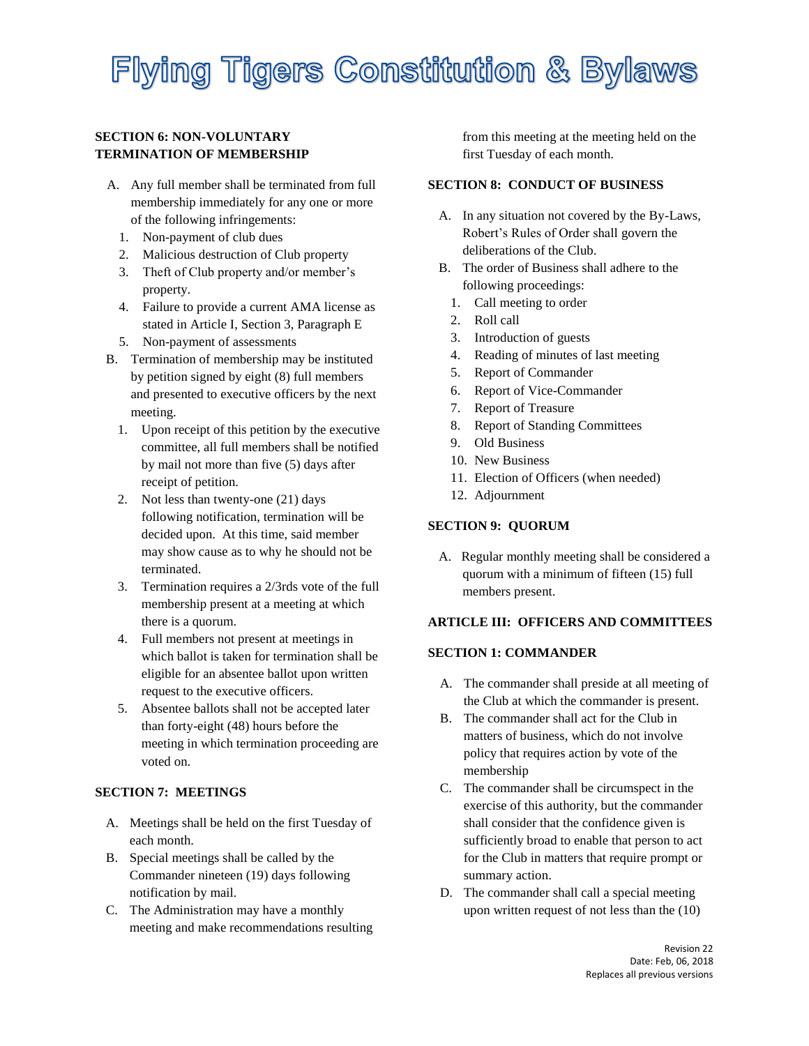**SECTION 6: NON-VOLUNTARY TERMINATION OF MEMBERSHIP**

A. Any full member shall be terminated from full membership immediately for any one or more of the following infringements:
   1. Non-payment of club dues
   2. Malicious destruction of Club property
   3. Theft of Club property and/or member's property.
   4. Failure to provide a current AMA license as stated in Article I, Section 3, Paragraph E
   5. Non-payment of assessments

B. Termination of membership may be instituted by petition signed by eight (8) full members and presented to executive officers by the next meeting.
   1. Upon receipt of this petition by the executive committee, all full members shall be notified by mail not more than five (5) days after receipt of petition.
   2. Not less than twenty-one (21) days following notification, termination will be decided upon. At this time, said member may show cause as to why he should not be terminated.
   3. Termination requires a 2/3rds vote of the full membership present at a meeting at which there is a quorum.
   4. Full members not present at meetings in which ballot is taken for termination shall be eligible for an absentee ballot upon written request to the executive officers.
   5. Absentee ballots shall not be accepted later than forty-eight (48) hours before the meeting in which termination proceeding are voted on.

**SECTION 7: MEETINGS**

A. Meetings shall be held on the first Tuesday of each month.
B. Special meetings shall be called by the Commander nineteen (19) days following notification by mail.
C. The Administration may have a monthly meeting and make recommendations resulting from this meeting at the meeting held on the first Tuesday of each month.

**SECTION 8: CONDUCT OF BUSINESS**

A. In any situation not covered by the By-Laws, Robert's Rules of Order shall govern the deliberations of the Club.
B. The order of Business shall adhere to the following proceedings:
   1. Call meeting to order
   2. Roll call
   3. Introduction of guests
   4. Reading of minutes of last meeting
   5. Report of Commander
   6. Report of Vice-Commander
   7. Report of Treasure
   8. Report of Standing Committees
   9. Old Business
   10. New Business
   11. Election of Officers (when needed)
   12. Adjournment

**SECTION 9: QUORUM**

A. Regular monthly meeting shall be considered a quorum with a minimum of fifteen (15) full members present.

**ARTICLE III: OFFICERS AND COMMITTEES**

**SECTION 1: COMMANDER**

A. The commander shall preside at all meeting of the Club at which the commander is present.
B. The commander shall act for the Club in matters of business, which do not involve policy that requires action by vote of the membership
C. The commander shall be circumspect in the exercise of this authority, but the commander shall consider that the confidence given is sufficiently broad to enable that person to act for the Club in matters that require prompt or summary action.
D. The commander shall call a special meeting upon written request of not less than the (10)

Revision 22
Date: Feb, 06, 2018
Replaces all previous versions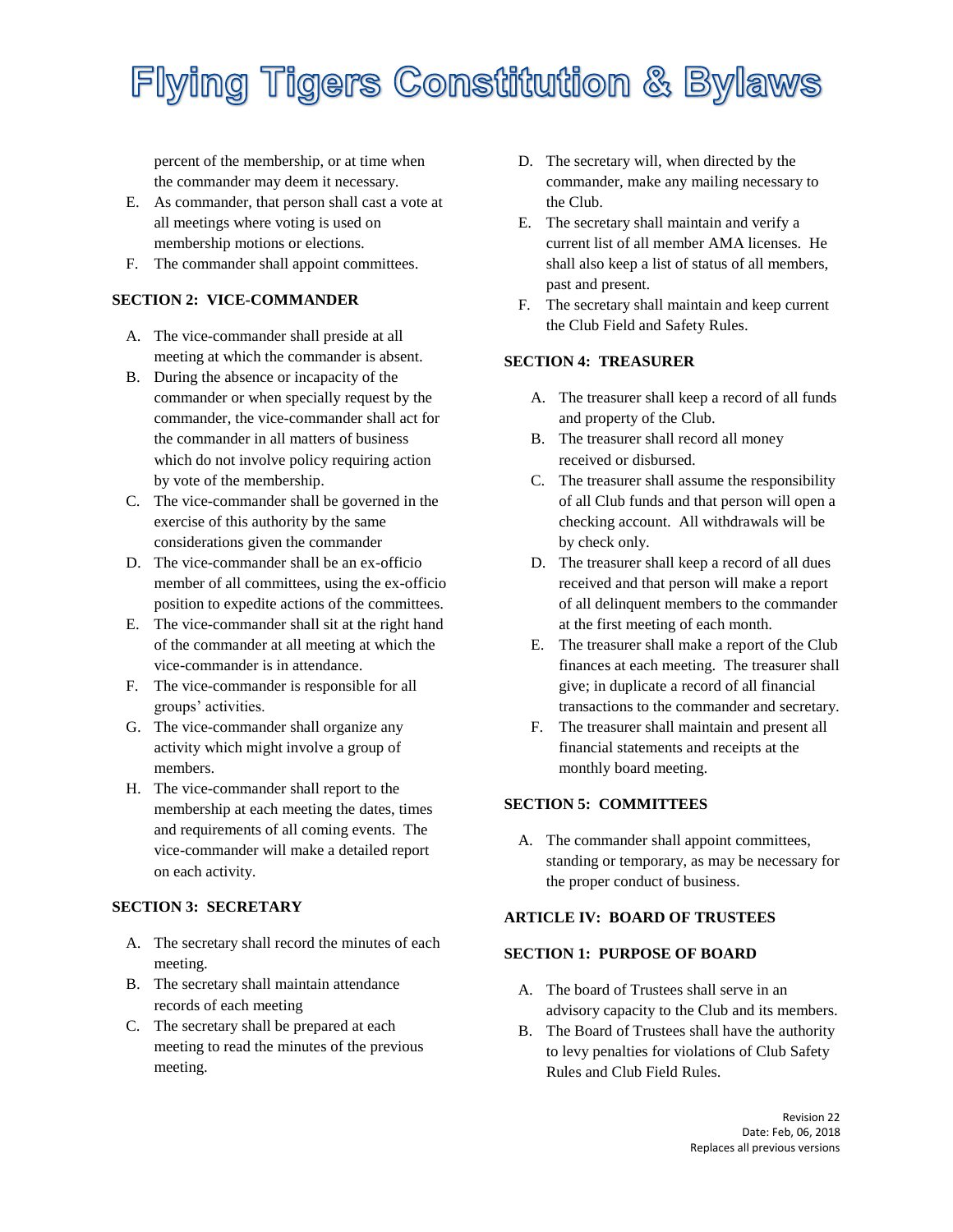percent of the membership, or at time when the commander may deem it necessary.

E. As commander, that person shall cast a vote at all meetings where voting is used on membership motions or elections.
F. The commander shall appoint committees.

**SECTION 2: VICE-COMMANDER**

A. The vice-commander shall preside at all meeting at which the commander is absent.
B. During the absence or incapacity of the commander or when specially request by the commander, the vice-commander shall act for the commander in all matters of business which do not involve policy requiring action by vote of the membership.
C. The vice-commander shall be governed in the exercise of this authority by the same considerations given the commander
D. The vice-commander shall be an ex-officio member of all committees, using the ex-officio position to expedite actions of the committees.
E. The vice-commander shall sit at the right hand of the commander at all meeting at which the vice-commander is in attendance.
F. The vice-commander is responsible for all groups' activities.
G. The vice-commander shall organize any activity which might involve a group of members.
H. The vice-commander shall report to the membership at each meeting the dates, times and requirements of all coming events. The vice-commander will make a detailed report on each activity.

**SECTION 3: SECRETARY**

A. The secretary shall record the minutes of each meeting.
B. The secretary shall maintain attendance records of each meeting
C. The secretary shall be prepared at each meeting to read the minutes of the previous meeting.
D. The secretary will, when directed by the commander, make any mailing necessary to the Club.
E. The secretary shall maintain and verify a current list of all member AMA licenses. He shall also keep a list of status of all members, past and present.
F. The secretary shall maintain and keep current the Club Field and Safety Rules.

**SECTION 4: TREASURER**

A. The treasurer shall keep a record of all funds and property of the Club.
B. The treasurer shall record all money received or disbursed.
C. The treasurer shall assume the responsibility of all Club funds and that person will open a checking account. All withdrawals will be by check only.
D. The treasurer shall keep a record of all dues received and that person will make a report of all delinquent members to the commander at the first meeting of each month.
E. The treasurer shall make a report of the Club finances at each meeting. The treasurer shall give; in duplicate a record of all financial transactions to the commander and secretary.
F. The treasurer shall maintain and present all financial statements and receipts at the monthly board meeting.

**SECTION 5: COMMITTEES**

A. The commander shall appoint committees, standing or temporary, as may be necessary for the proper conduct of business.

**ARTICLE IV: BOARD OF TRUSTEES**

**SECTION 1: PURPOSE OF BOARD**

A. The board of Trustees shall serve in an advisory capacity to the Club and its members.
B. The Board of Trustees shall have the authority to levy penalties for violations of Club Safety Rules and Club Field Rules.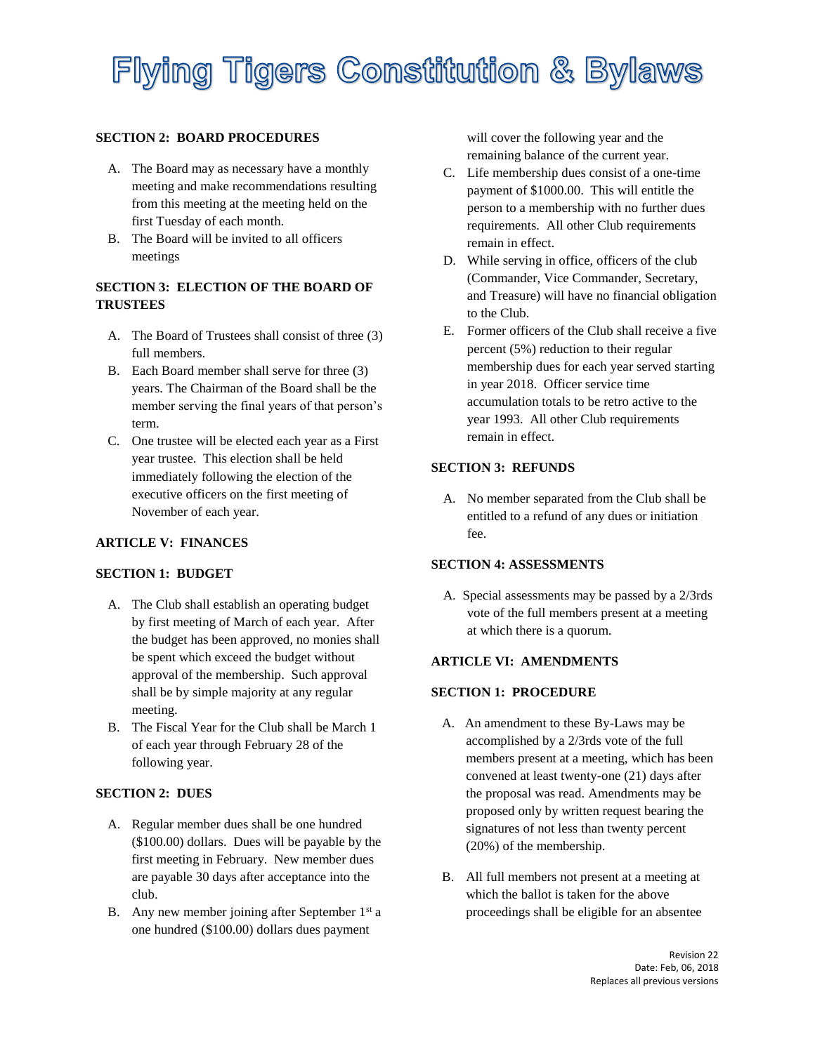### SECTION 2: BOARD PROCEDURES

A. The Board may as necessary have a monthly meeting and make recommendations resulting from this meeting at the meeting held on the first Tuesday of each month.

B. The Board will be invited to all officers meetings

### SECTION 3: ELECTION OF THE BOARD OF TRUSTEES

A. The Board of Trustees shall consist of three (3) full members.

B. Each Board member shall serve for three (3) years. The Chairman of the Board shall be the member serving the final years of that person's term.

C. One trustee will be elected each year as a First year trustee. This election shall be held immediately following the election of the executive officers on the first meeting of November of each year.

## ARTICLE V: FINANCES

### SECTION 1: BUDGET

A. The Club shall establish an operating budget by first meeting of March of each year. After the budget has been approved, no monies shall be spent which exceed the budget without approval of the membership. Such approval shall be by simple majority at any regular meeting.

B. The Fiscal Year for the Club shall be March 1 of each year through February 28 of the following year.

### SECTION 2: DUES

A. Regular member dues shall be one hundred ($100.00) dollars. Dues will be payable by the first meeting in February. New member dues are payable 30 days after acceptance into the club.

B. Any new member joining after September 1st a one hundred ($100.00) dollars dues payment will cover the following year and the remaining balance of the current year.

C. Life membership dues consist of a one-time payment of $1000.00. This will entitle the person to a membership with no further dues requirements. All other Club requirements remain in effect.

D. While serving in office, officers of the club (Commander, Vice Commander, Secretary, and Treasure) will have no financial obligation to the Club.

E. Former officers of the Club shall receive a five percent (5%) reduction to their regular membership dues for each year served starting in year 2018. Officer service time accumulation totals to be retro active to the year 1993. All other Club requirements remain in effect.

### SECTION 3: REFUNDS

A. No member separated from the Club shall be entitled to a refund of any dues or initiation fee.

### SECTION 4: ASSESSMENTS

A. Special assessments may be passed by a 2/3rds vote of the full members present at a meeting at which there is a quorum.

## ARTICLE VI: AMENDMENTS

### SECTION 1: PROCEDURE

A. An amendment to these By-Laws may be accomplished by a 2/3rds vote of the full members present at a meeting, which has been convened at least twenty-one (21) days after the proposal was read. Amendments may be proposed only by written request bearing the signatures of not less than twenty percent (20%) of the membership.

B. All full members not present at a meeting at which the ballot is taken for the above proceedings shall be eligible for an absentee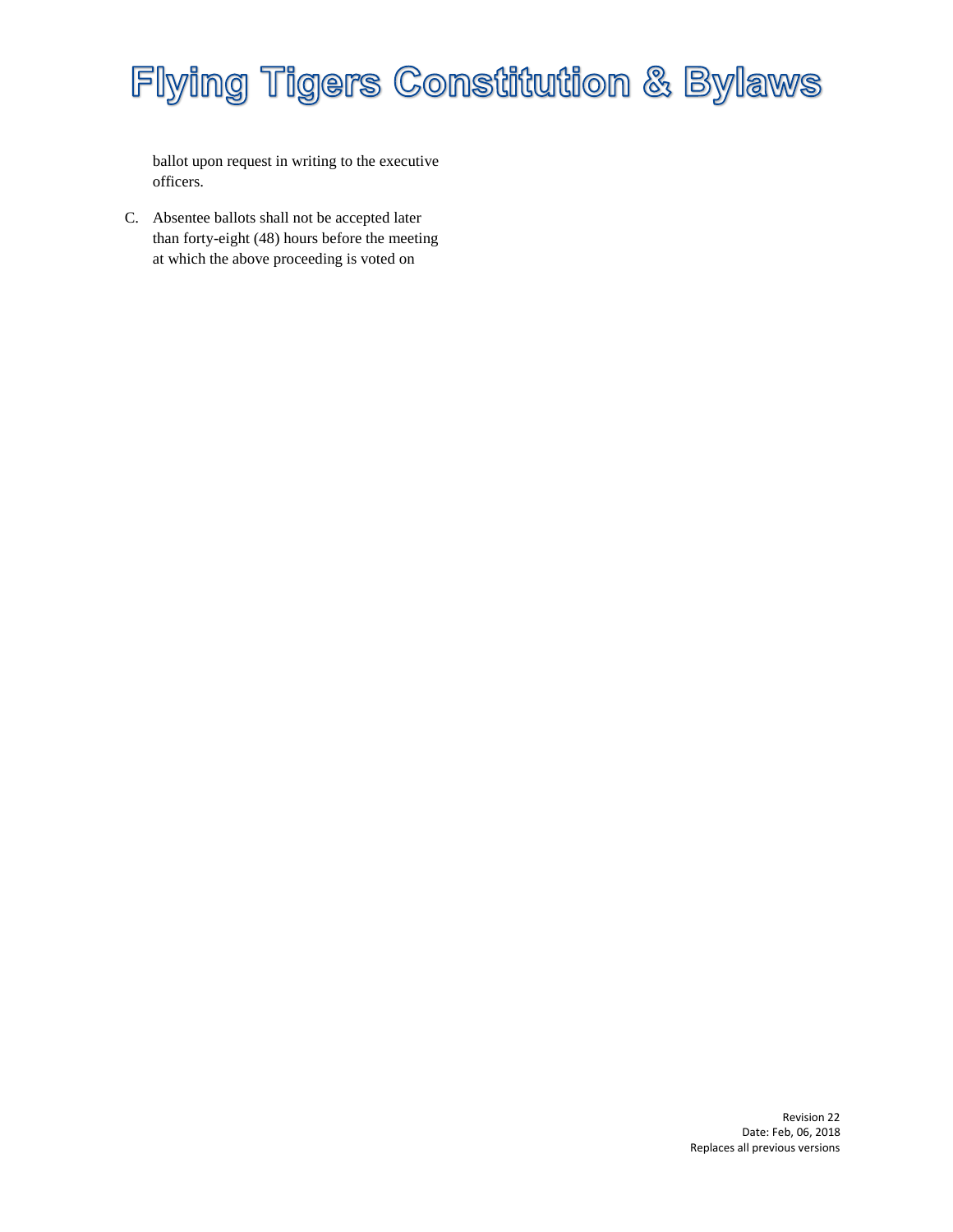ballot upon request in writing to the executive officers.

C. Absentee ballots shall not be accepted later than forty-eight (48) hours before the meeting at which the above proceeding is voted on